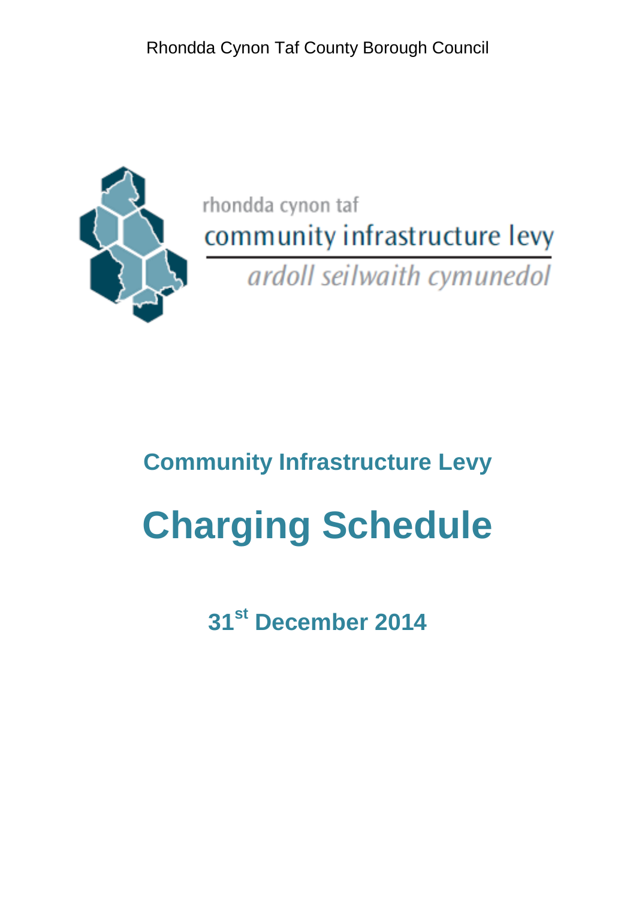Rhondda Cynon Taf County Borough Council

rhondda cynon taf

community infrastructure levy

*ardoll seilwaith cymunedol*

## Community Infrastructure Levy

# Charging Schedule

## 31st December 2014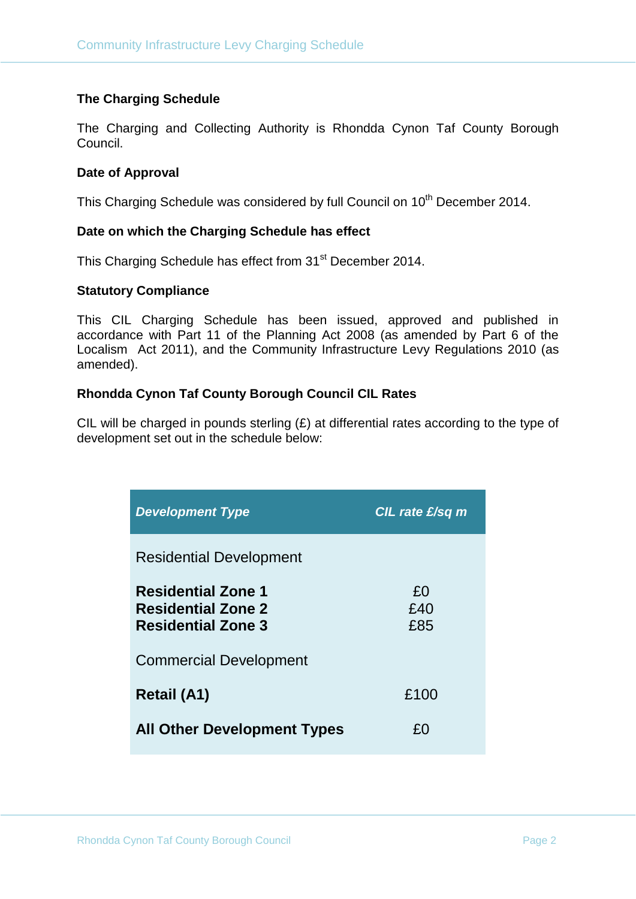### The Charging Schedule

The Charging and Collecting Authority is Rhondda Cynon Taf County Borough Council.

### Date of Approval

This Charging Schedule was considered by full Council on 10th December 2014.

### Date on which the Charging Schedule has effect

This Charging Schedule has effect from 31st December 2014.

### Statutory Compliance

This CIL Charging Schedule has been issued, approved and published in accordance with Part 11 of the Planning Act 2008 (as amended by Part 6 of the Localism Act 2011), and the Community Infrastructure Levy Regulations 2010 (as amended).

### Rhondda Cynon Taf County Borough Council CIL Rates

CIL will be charged in pounds sterling (£) at differential rates according to the type of development set out in the schedule below:

| *Development Type* | *CIL rate £/sq m* |
|---|---|
| Residential Development | |
| **Residential Zone 1** | £0 |
| **Residential Zone 2** | £40 |
| **Residential Zone 3** | £85 |
| Commercial Development | |
| **Retail (A1)** | £100 |
| **All Other Development Types** | £0 |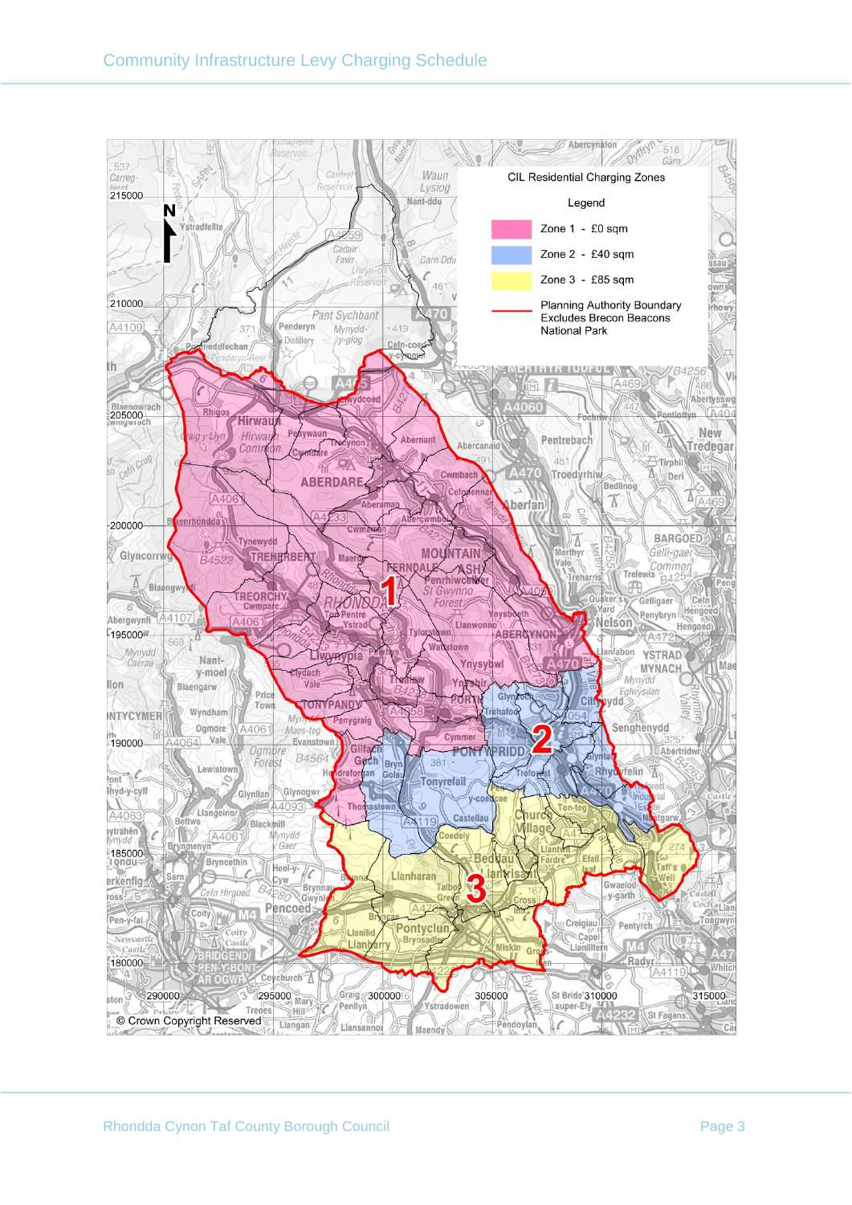CIL Residential Charging Zones

Legend

| Zone | Charge |
| --- | --- |
| Zone 1 | £0 sqm |
| Zone 2 | £40 sqm |
| Zone 3 | £85 sqm |

Planning Authority Boundary Excludes Brecon Beacons National Park

© Crown Copyright Reserved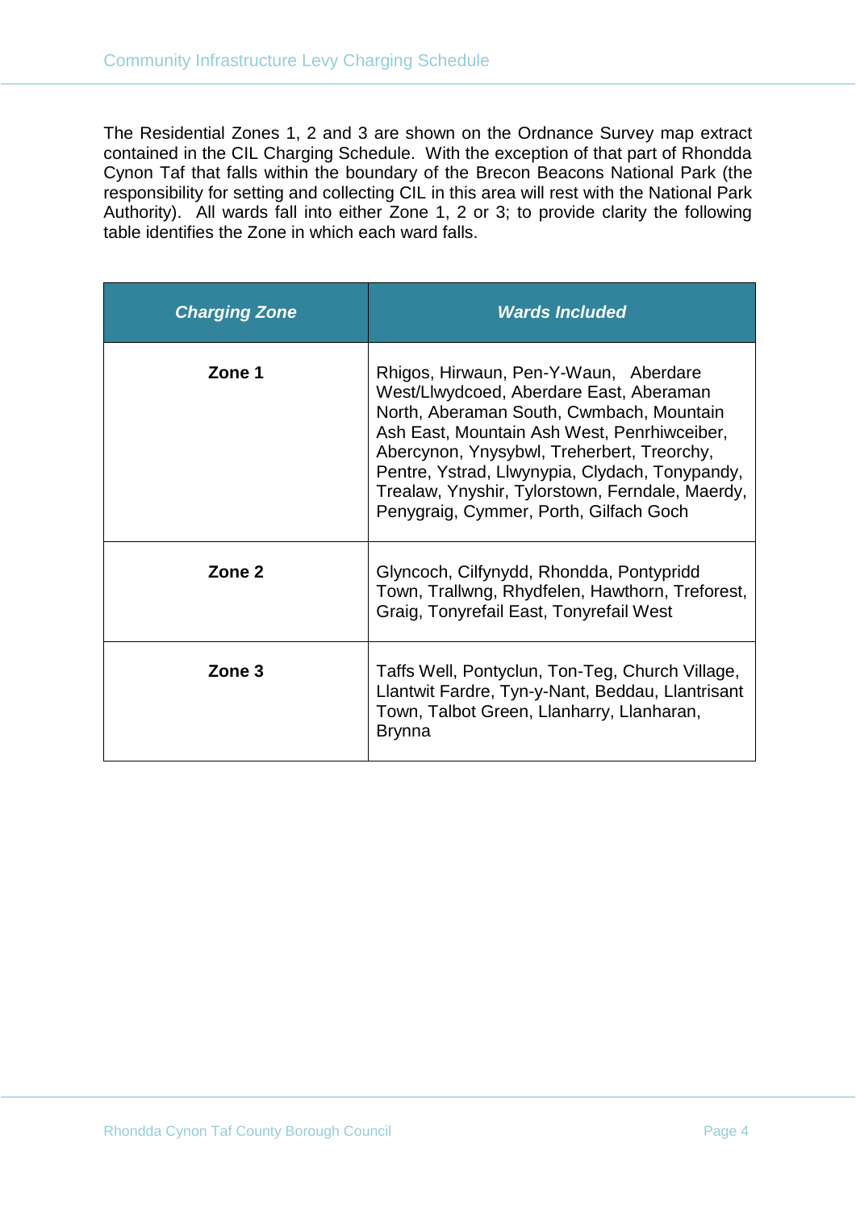The Residential Zones 1, 2 and 3 are shown on the Ordnance Survey map extract contained in the CIL Charging Schedule. With the exception of that part of Rhondda Cynon Taf that falls within the boundary of the Brecon Beacons National Park (the responsibility for setting and collecting CIL in this area will rest with the National Park Authority). All wards fall into either Zone 1, 2 or 3; to provide clarity the following table identifies the Zone in which each ward falls.

| ***Charging Zone*** | ***Wards Included*** |
|---|---|
| **Zone 1** | Rhigos, Hirwaun, Pen-Y-Waun, Aberdare West/Llwydcoed, Aberdare East, Aberaman North, Aberaman South, Cwmbach, Mountain Ash East, Mountain Ash West, Penrhiwceiber, Abercynon, Ynysybwl, Treherbert, Treorchy, Pentre, Ystrad, Llwynypia, Clydach, Tonypandy, Trealaw, Ynyshir, Tylorstown, Ferndale, Maerdy, Penygraig, Cymmer, Porth, Gilfach Goch |
| **Zone 2** | Glyncoch, Cilfynydd, Rhondda, Pontypridd Town, Trallwng, Rhydfelen, Hawthorn, Treforest, Graig, Tonyrefail East, Tonyrefail West |
| **Zone 3** | Taffs Well, Pontyclun, Ton-Teg, Church Village, Llantwit Fardre, Tyn-y-Nant, Beddau, Llantrisant Town, Talbot Green, Llanharry, Llanharan, Brynna |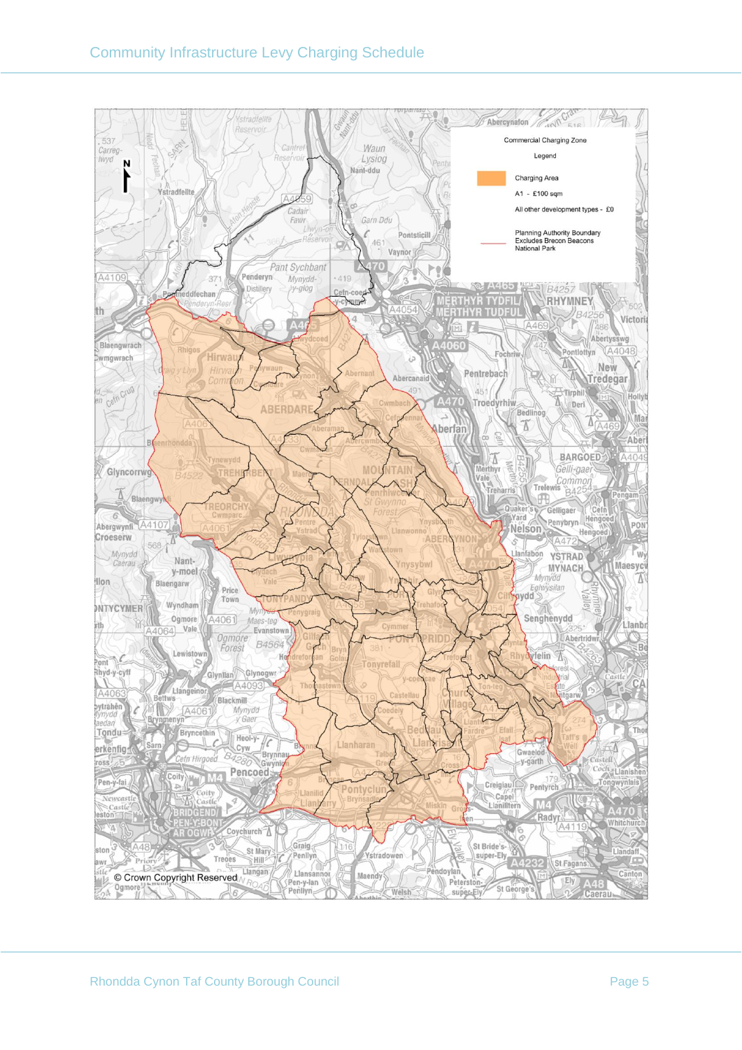Commercial Charging Zone

Legend

Charging Area

A1 - £100 sqm

All other development types - £0

Planning Authority Boundary Excludes Brecon Beacons National Park

© Crown Copyright Reserved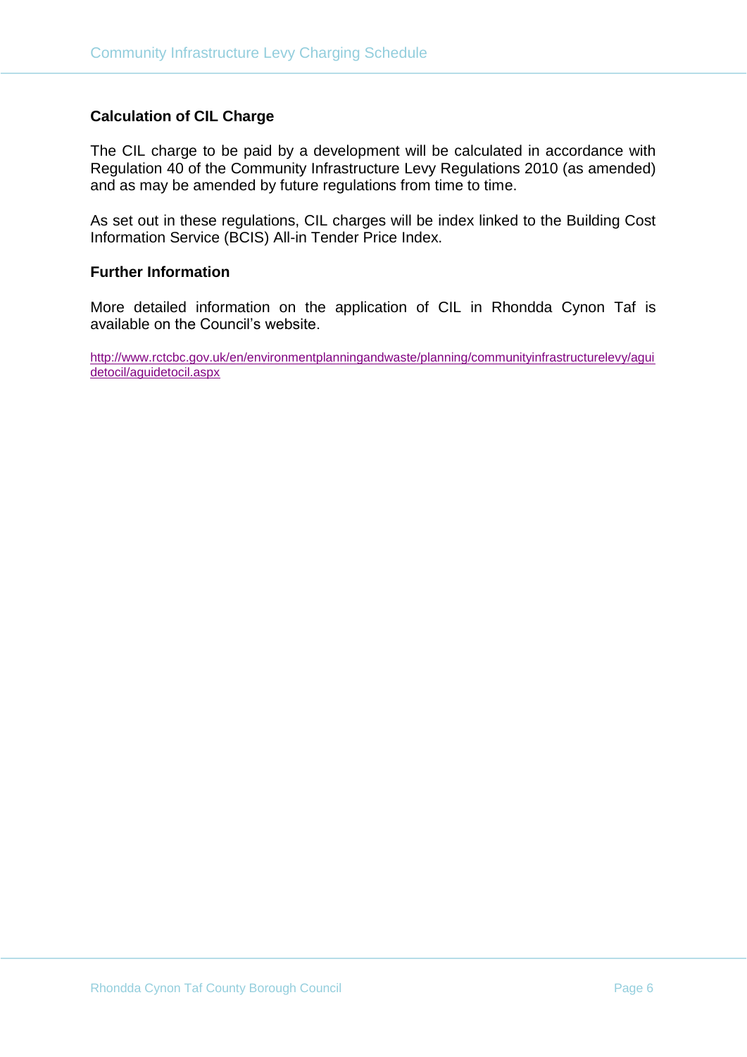### Calculation of CIL Charge

The CIL charge to be paid by a development will be calculated in accordance with Regulation 40 of the Community Infrastructure Levy Regulations 2010 (as amended) and as may be amended by future regulations from time to time.

As set out in these regulations, CIL charges will be index linked to the Building Cost Information Service (BCIS) All-in Tender Price Index.

### Further Information

More detailed information on the application of CIL in Rhondda Cynon Taf is available on the Council's website.

http://www.rctcbc.gov.uk/en/environmentplanningandwaste/planning/communityinfrastructurelevy/aguidetocil/aguidetocil.aspx